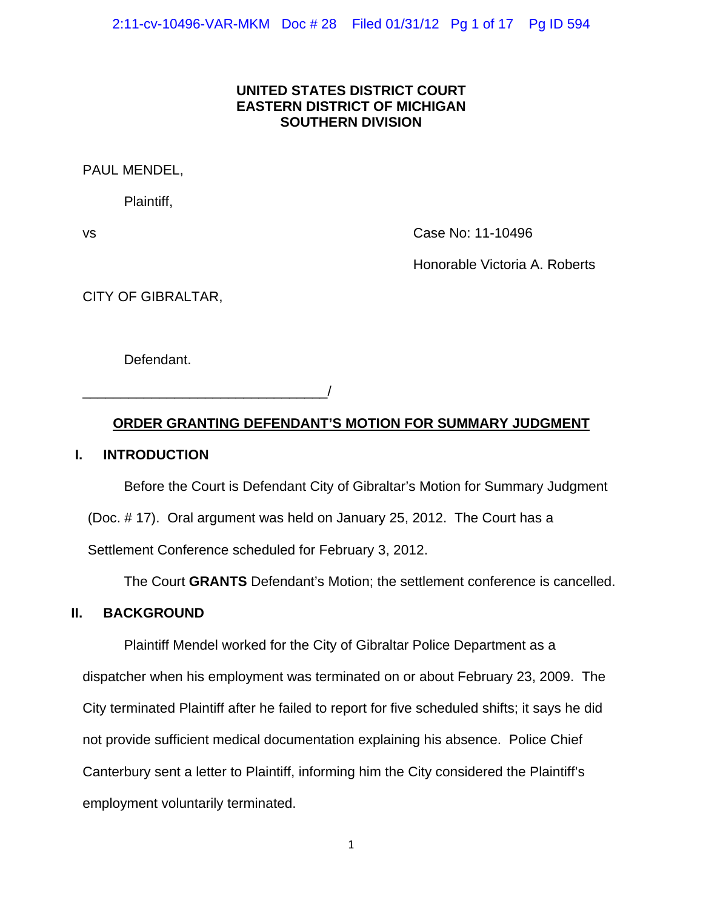**UNITED STATES DISTRICT COURT**
**EASTERN DISTRICT OF MICHIGAN**
**SOUTHERN DIVISION**

PAUL MENDEL,

Plaintiff,

vs

Case No: 11-10496

Honorable Victoria A. Roberts

CITY OF GIBRALTAR,

Defendant.

________________________________/

**ORDER GRANTING DEFENDANT'S MOTION FOR SUMMARY JUDGMENT**

## I. INTRODUCTION

Before the Court is Defendant City of Gibraltar's Motion for Summary Judgment (Doc. # 17). Oral argument was held on January 25, 2012. The Court has a Settlement Conference scheduled for February 3, 2012.

The Court **GRANTS** Defendant's Motion; the settlement conference is cancelled.

## II. BACKGROUND

Plaintiff Mendel worked for the City of Gibraltar Police Department as a dispatcher when his employment was terminated on or about February 23, 2009. The City terminated Plaintiff after he failed to report for five scheduled shifts; it says he did not provide sufficient medical documentation explaining his absence. Police Chief Canterbury sent a letter to Plaintiff, informing him the City considered the Plaintiff's employment voluntarily terminated.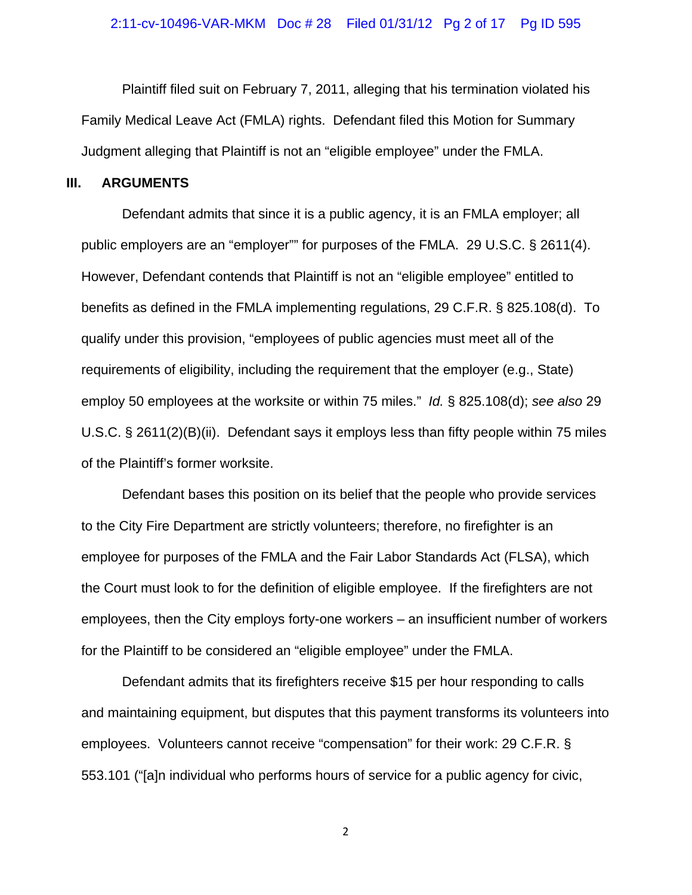Plaintiff filed suit on February 7, 2011, alleging that his termination violated his Family Medical Leave Act (FMLA) rights. Defendant filed this Motion for Summary Judgment alleging that Plaintiff is not an "eligible employee" under the FMLA.

## III. ARGUMENTS

Defendant admits that since it is a public agency, it is an FMLA employer; all public employers are an "employer"" for purposes of the FMLA. 29 U.S.C. § 2611(4). However, Defendant contends that Plaintiff is not an "eligible employee" entitled to benefits as defined in the FMLA implementing regulations, 29 C.F.R. § 825.108(d). To qualify under this provision, "employees of public agencies must meet all of the requirements of eligibility, including the requirement that the employer (e.g., State) employ 50 employees at the worksite or within 75 miles." *Id.* § 825.108(d); *see also* 29 U.S.C. § 2611(2)(B)(ii). Defendant says it employs less than fifty people within 75 miles of the Plaintiff's former worksite.

Defendant bases this position on its belief that the people who provide services to the City Fire Department are strictly volunteers; therefore, no firefighter is an employee for purposes of the FMLA and the Fair Labor Standards Act (FLSA), which the Court must look to for the definition of eligible employee. If the firefighters are not employees, then the City employs forty-one workers – an insufficient number of workers for the Plaintiff to be considered an "eligible employee" under the FMLA.

Defendant admits that its firefighters receive $15 per hour responding to calls and maintaining equipment, but disputes that this payment transforms its volunteers into employees. Volunteers cannot receive "compensation" for their work: 29 C.F.R. § 553.101 ("[a]n individual who performs hours of service for a public agency for civic,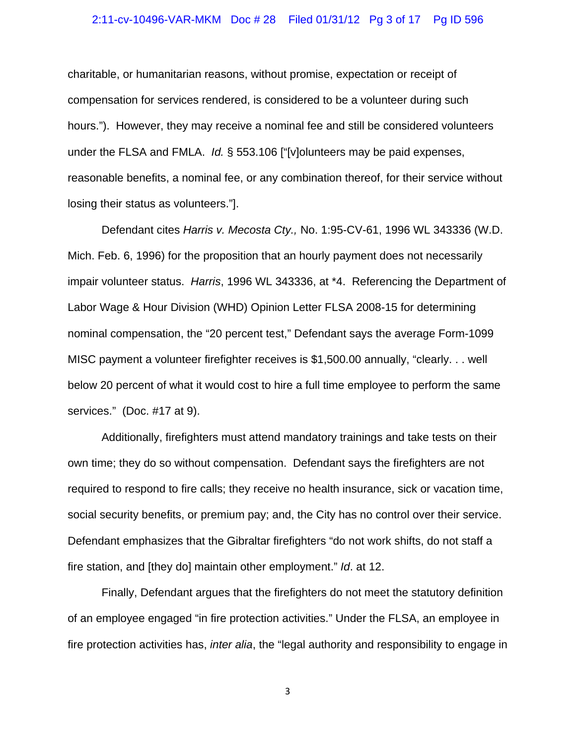charitable, or humanitarian reasons, without promise, expectation or receipt of compensation for services rendered, is considered to be a volunteer during such hours."). However, they may receive a nominal fee and still be considered volunteers under the FLSA and FMLA. *Id.* § 553.106 ["[v]olunteers may be paid expenses, reasonable benefits, a nominal fee, or any combination thereof, for their service without losing their status as volunteers."].

Defendant cites *Harris v. Mecosta Cty.,* No. 1:95-CV-61, 1996 WL 343336 (W.D. Mich. Feb. 6, 1996) for the proposition that an hourly payment does not necessarily impair volunteer status. *Harris*, 1996 WL 343336, at *4. Referencing the Department of Labor Wage & Hour Division (WHD) Opinion Letter FLSA 2008-15 for determining nominal compensation, the "20 percent test," Defendant says the average Form-1099 MISC payment a volunteer firefighter receives is $1,500.00 annually, "clearly. . . well below 20 percent of what it would cost to hire a full time employee to perform the same services." (Doc. #17 at 9).

Additionally, firefighters must attend mandatory trainings and take tests on their own time; they do so without compensation. Defendant says the firefighters are not required to respond to fire calls; they receive no health insurance, sick or vacation time, social security benefits, or premium pay; and, the City has no control over their service. Defendant emphasizes that the Gibraltar firefighters "do not work shifts, do not staff a fire station, and [they do] maintain other employment." *Id*. at 12.

Finally, Defendant argues that the firefighters do not meet the statutory definition of an employee engaged "in fire protection activities." Under the FLSA, an employee in fire protection activities has, *inter alia*, the "legal authority and responsibility to engage in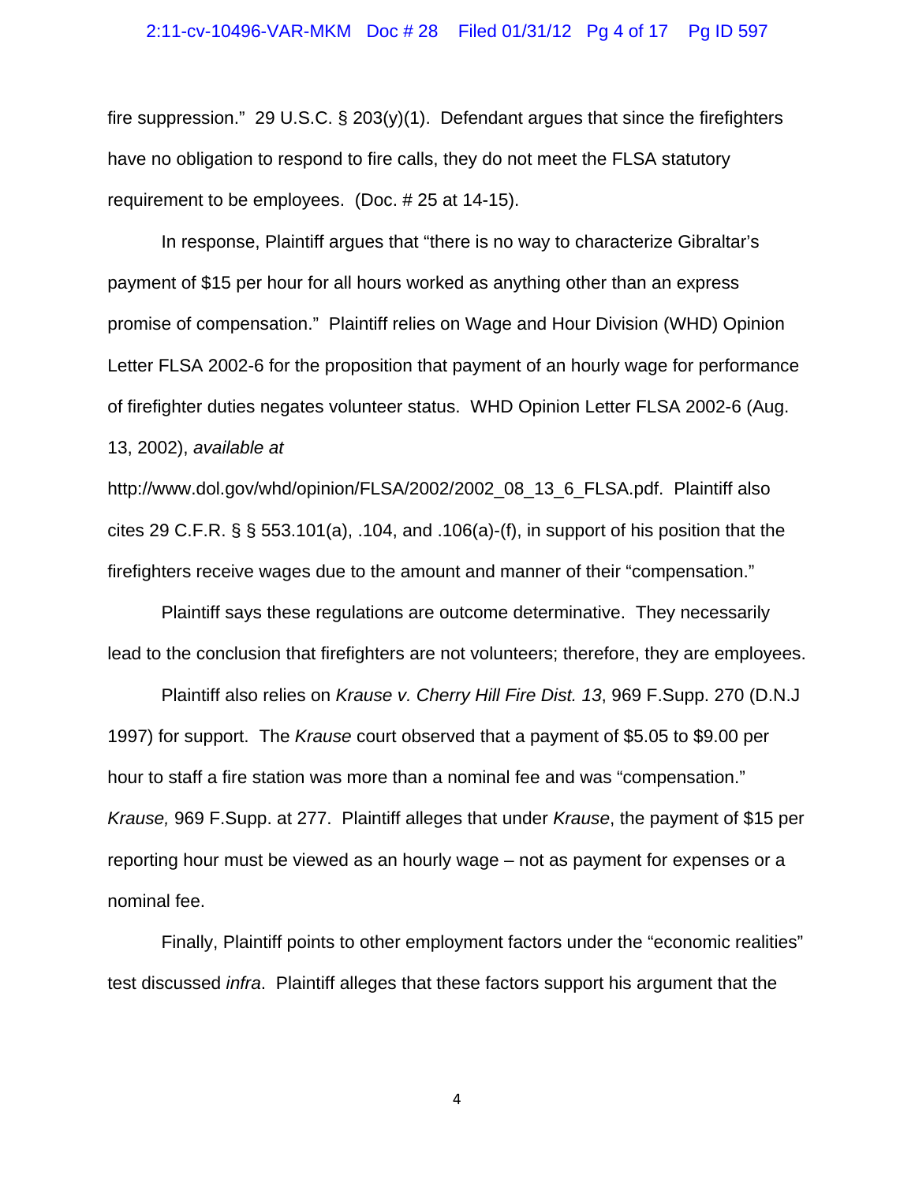fire suppression." 29 U.S.C. § 203(y)(1). Defendant argues that since the firefighters have no obligation to respond to fire calls, they do not meet the FLSA statutory requirement to be employees. (Doc. # 25 at 14-15).

In response, Plaintiff argues that "there is no way to characterize Gibraltar's payment of $15 per hour for all hours worked as anything other than an express promise of compensation." Plaintiff relies on Wage and Hour Division (WHD) Opinion Letter FLSA 2002-6 for the proposition that payment of an hourly wage for performance of firefighter duties negates volunteer status. WHD Opinion Letter FLSA 2002-6 (Aug. 13, 2002), *available at* http://www.dol.gov/whd/opinion/FLSA/2002/2002_08_13_6_FLSA.pdf. Plaintiff also cites 29 C.F.R. § § 553.101(a), .104, and .106(a)-(f), in support of his position that the firefighters receive wages due to the amount and manner of their "compensation."

Plaintiff says these regulations are outcome determinative. They necessarily lead to the conclusion that firefighters are not volunteers; therefore, they are employees.

Plaintiff also relies on *Krause v. Cherry Hill Fire Dist. 13*, 969 F.Supp. 270 (D.N.J 1997) for support. The *Krause* court observed that a payment of $5.05 to $9.00 per hour to staff a fire station was more than a nominal fee and was "compensation." *Krause,* 969 F.Supp. at 277. Plaintiff alleges that under *Krause*, the payment of $15 per reporting hour must be viewed as an hourly wage – not as payment for expenses or a nominal fee.

Finally, Plaintiff points to other employment factors under the "economic realities" test discussed *infra*. Plaintiff alleges that these factors support his argument that the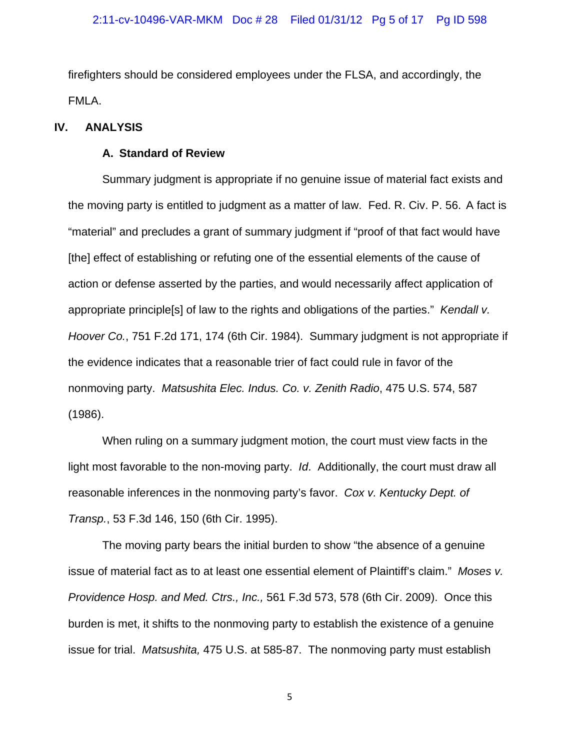firefighters should be considered employees under the FLSA, and accordingly, the FMLA.

## IV. ANALYSIS

### A. Standard of Review

Summary judgment is appropriate if no genuine issue of material fact exists and the moving party is entitled to judgment as a matter of law. Fed. R. Civ. P. 56. A fact is "material" and precludes a grant of summary judgment if "proof of that fact would have [the] effect of establishing or refuting one of the essential elements of the cause of action or defense asserted by the parties, and would necessarily affect application of appropriate principle[s] of law to the rights and obligations of the parties." *Kendall v. Hoover Co.*, 751 F.2d 171, 174 (6th Cir. 1984). Summary judgment is not appropriate if the evidence indicates that a reasonable trier of fact could rule in favor of the nonmoving party. *Matsushita Elec. Indus. Co. v. Zenith Radio*, 475 U.S. 574, 587 (1986).

When ruling on a summary judgment motion, the court must view facts in the light most favorable to the non-moving party. *Id*. Additionally, the court must draw all reasonable inferences in the nonmoving party's favor. *Cox v. Kentucky Dept. of Transp.*, 53 F.3d 146, 150 (6th Cir. 1995).

The moving party bears the initial burden to show "the absence of a genuine issue of material fact as to at least one essential element of Plaintiff's claim." *Moses v. Providence Hosp. and Med. Ctrs., Inc.,* 561 F.3d 573, 578 (6th Cir. 2009). Once this burden is met, it shifts to the nonmoving party to establish the existence of a genuine issue for trial. *Matsushita,* 475 U.S. at 585-87. The nonmoving party must establish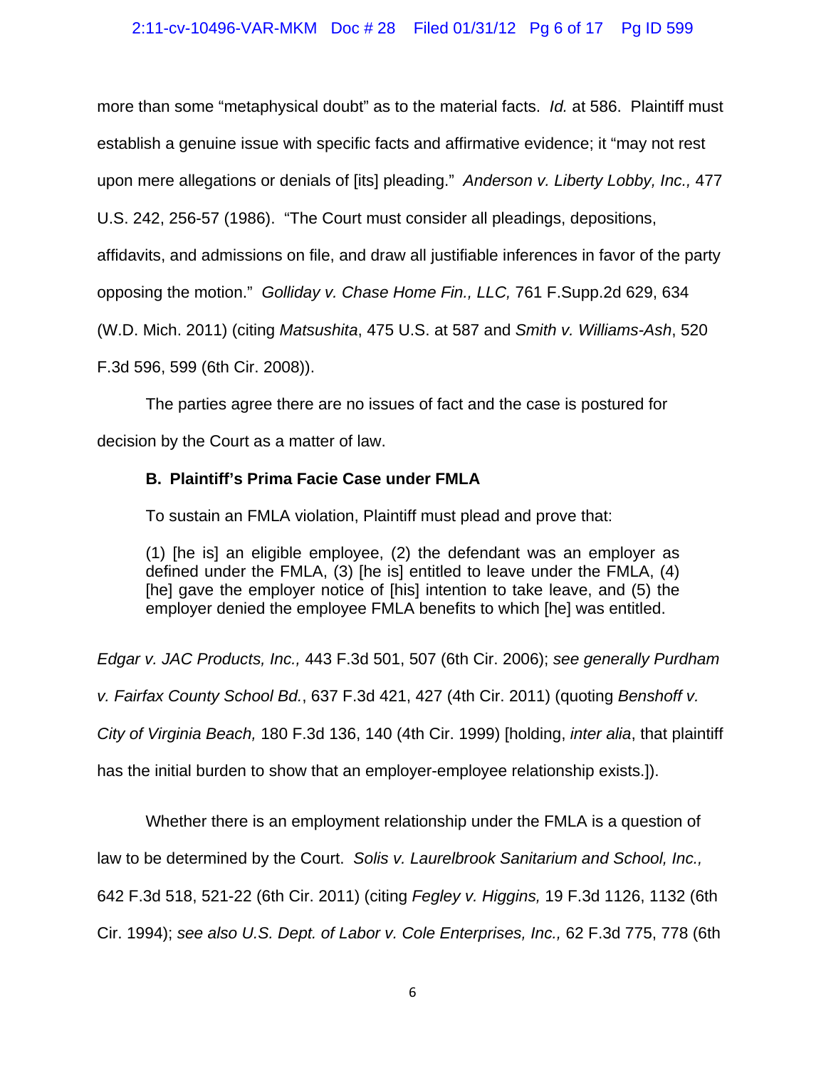more than some "metaphysical doubt" as to the material facts. *Id.* at 586. Plaintiff must establish a genuine issue with specific facts and affirmative evidence; it "may not rest upon mere allegations or denials of [its] pleading." *Anderson v. Liberty Lobby, Inc.,* 477 U.S. 242, 256-57 (1986). "The Court must consider all pleadings, depositions, affidavits, and admissions on file, and draw all justifiable inferences in favor of the party opposing the motion." *Golliday v. Chase Home Fin., LLC,* 761 F.Supp.2d 629, 634 (W.D. Mich. 2011) (citing *Matsushita*, 475 U.S. at 587 and *Smith v. Williams-Ash*, 520 F.3d 596, 599 (6th Cir. 2008)).

The parties agree there are no issues of fact and the case is postured for decision by the Court as a matter of law.

**B. Plaintiff's Prima Facie Case under FMLA**

To sustain an FMLA violation, Plaintiff must plead and prove that:

> (1) [he is] an eligible employee, (2) the defendant was an employer as defined under the FMLA, (3) [he is] entitled to leave under the FMLA, (4) [he] gave the employer notice of [his] intention to take leave, and (5) the employer denied the employee FMLA benefits to which [he] was entitled.

*Edgar v. JAC Products, Inc.,* 443 F.3d 501, 507 (6th Cir. 2006); *see generally Purdham v. Fairfax County School Bd.*, 637 F.3d 421, 427 (4th Cir. 2011) (quoting *Benshoff v. City of Virginia Beach,* 180 F.3d 136, 140 (4th Cir. 1999) [holding, *inter alia*, that plaintiff has the initial burden to show that an employer-employee relationship exists.]).

Whether there is an employment relationship under the FMLA is a question of law to be determined by the Court. *Solis v. Laurelbrook Sanitarium and School, Inc.,* 642 F.3d 518, 521-22 (6th Cir. 2011) (citing *Fegley v. Higgins,* 19 F.3d 1126, 1132 (6th Cir. 1994); *see also U.S. Dept. of Labor v. Cole Enterprises, Inc.,* 62 F.3d 775, 778 (6th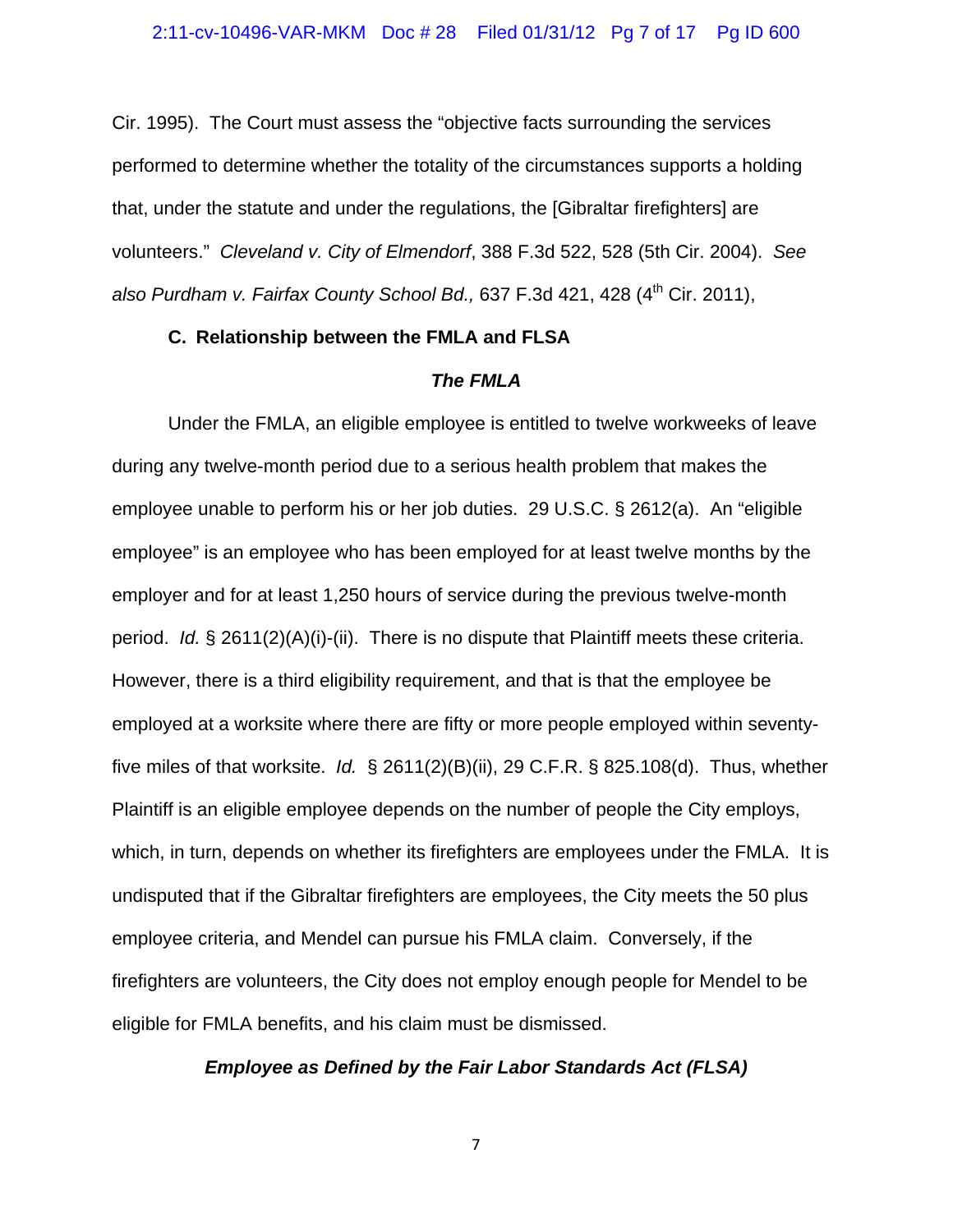Cir. 1995). The Court must assess the "objective facts surrounding the services performed to determine whether the totality of the circumstances supports a holding that, under the statute and under the regulations, the [Gibraltar firefighters] are volunteers." *Cleveland v. City of Elmendorf*, 388 F.3d 522, 528 (5th Cir. 2004). *See also Purdham v. Fairfax County School Bd.,* 637 F.3d 421, 428 (4th Cir. 2011),

**C. Relationship between the FMLA and FLSA**

***The FMLA***

Under the FMLA, an eligible employee is entitled to twelve workweeks of leave during any twelve-month period due to a serious health problem that makes the employee unable to perform his or her job duties. 29 U.S.C. § 2612(a). An "eligible employee" is an employee who has been employed for at least twelve months by the employer and for at least 1,250 hours of service during the previous twelve-month period. *Id.* § 2611(2)(A)(i)-(ii). There is no dispute that Plaintiff meets these criteria. However, there is a third eligibility requirement, and that is that the employee be employed at a worksite where there are fifty or more people employed within seventy-five miles of that worksite. *Id.* § 2611(2)(B)(ii), 29 C.F.R. § 825.108(d). Thus, whether Plaintiff is an eligible employee depends on the number of people the City employs, which, in turn, depends on whether its firefighters are employees under the FMLA. It is undisputed that if the Gibraltar firefighters are employees, the City meets the 50 plus employee criteria, and Mendel can pursue his FMLA claim. Conversely, if the firefighters are volunteers, the City does not employ enough people for Mendel to be eligible for FMLA benefits, and his claim must be dismissed.

***Employee as Defined by the Fair Labor Standards Act (FLSA)***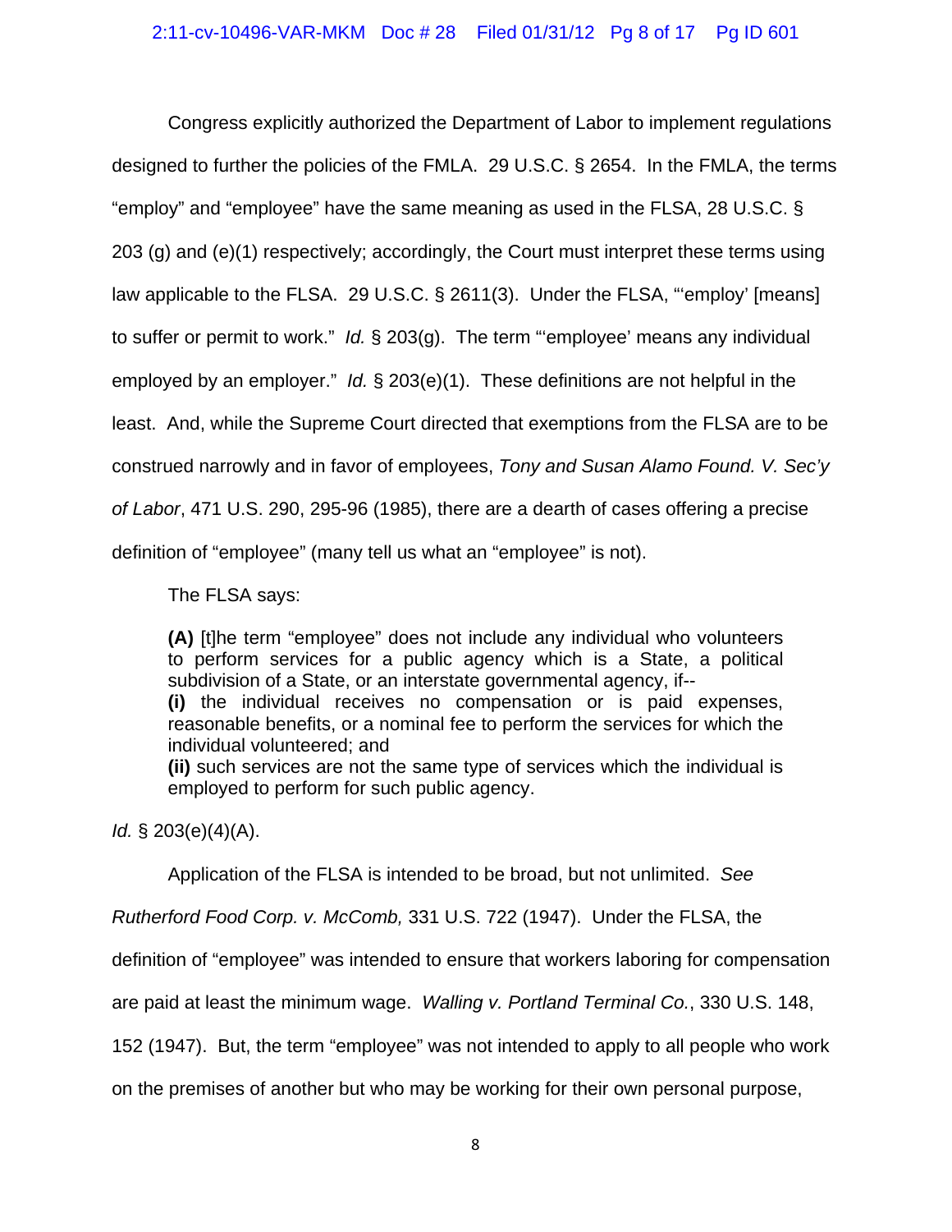Congress explicitly authorized the Department of Labor to implement regulations designed to further the policies of the FMLA. 29 U.S.C. § 2654. In the FMLA, the terms "employ" and "employee" have the same meaning as used in the FLSA, 28 U.S.C. § 203 (g) and (e)(1) respectively; accordingly, the Court must interpret these terms using law applicable to the FLSA. 29 U.S.C. § 2611(3). Under the FLSA, "'employ' [means] to suffer or permit to work." *Id.* § 203(g). The term "'employee' means any individual employed by an employer." *Id.* § 203(e)(1). These definitions are not helpful in the least. And, while the Supreme Court directed that exemptions from the FLSA are to be construed narrowly and in favor of employees, *Tony and Susan Alamo Found. V. Sec'y of Labor*, 471 U.S. 290, 295-96 (1985), there are a dearth of cases offering a precise definition of "employee" (many tell us what an "employee" is not).

The FLSA says:

> **(A)** [t]he term "employee" does not include any individual who volunteers to perform services for a public agency which is a State, a political subdivision of a State, or an interstate governmental agency, if--
> **(i)** the individual receives no compensation or is paid expenses, reasonable benefits, or a nominal fee to perform the services for which the individual volunteered; and
> **(ii)** such services are not the same type of services which the individual is employed to perform for such public agency.

*Id.* § 203(e)(4)(A).

Application of the FLSA is intended to be broad, but not unlimited. *See Rutherford Food Corp. v. McComb,* 331 U.S. 722 (1947). Under the FLSA, the definition of "employee" was intended to ensure that workers laboring for compensation are paid at least the minimum wage. *Walling v. Portland Terminal Co.*, 330 U.S. 148, 152 (1947). But, the term "employee" was not intended to apply to all people who work on the premises of another but who may be working for their own personal purpose,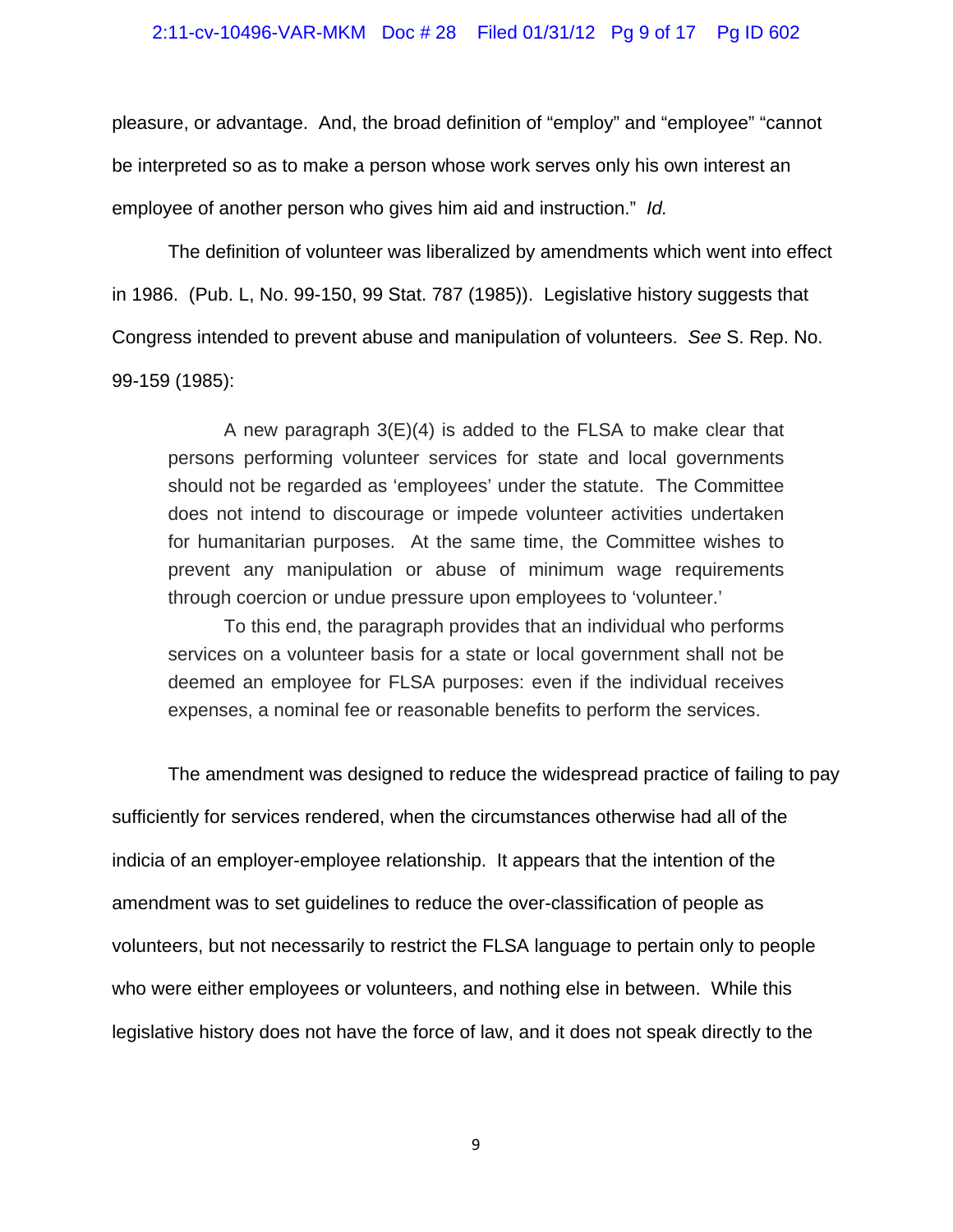pleasure, or advantage. And, the broad definition of "employ" and "employee" "cannot be interpreted so as to make a person whose work serves only his own interest an employee of another person who gives him aid and instruction." *Id.*

The definition of volunteer was liberalized by amendments which went into effect in 1986. (Pub. L, No. 99-150, 99 Stat. 787 (1985)). Legislative history suggests that Congress intended to prevent abuse and manipulation of volunteers. *See* S. Rep. No. 99-159 (1985):

> A new paragraph 3(E)(4) is added to the FLSA to make clear that persons performing volunteer services for state and local governments should not be regarded as 'employees' under the statute. The Committee does not intend to discourage or impede volunteer activities undertaken for humanitarian purposes. At the same time, the Committee wishes to prevent any manipulation or abuse of minimum wage requirements through coercion or undue pressure upon employees to 'volunteer.'
>
> To this end, the paragraph provides that an individual who performs services on a volunteer basis for a state or local government shall not be deemed an employee for FLSA purposes: even if the individual receives expenses, a nominal fee or reasonable benefits to perform the services.

The amendment was designed to reduce the widespread practice of failing to pay sufficiently for services rendered, when the circumstances otherwise had all of the indicia of an employer-employee relationship. It appears that the intention of the amendment was to set guidelines to reduce the over-classification of people as volunteers, but not necessarily to restrict the FLSA language to pertain only to people who were either employees or volunteers, and nothing else in between. While this legislative history does not have the force of law, and it does not speak directly to the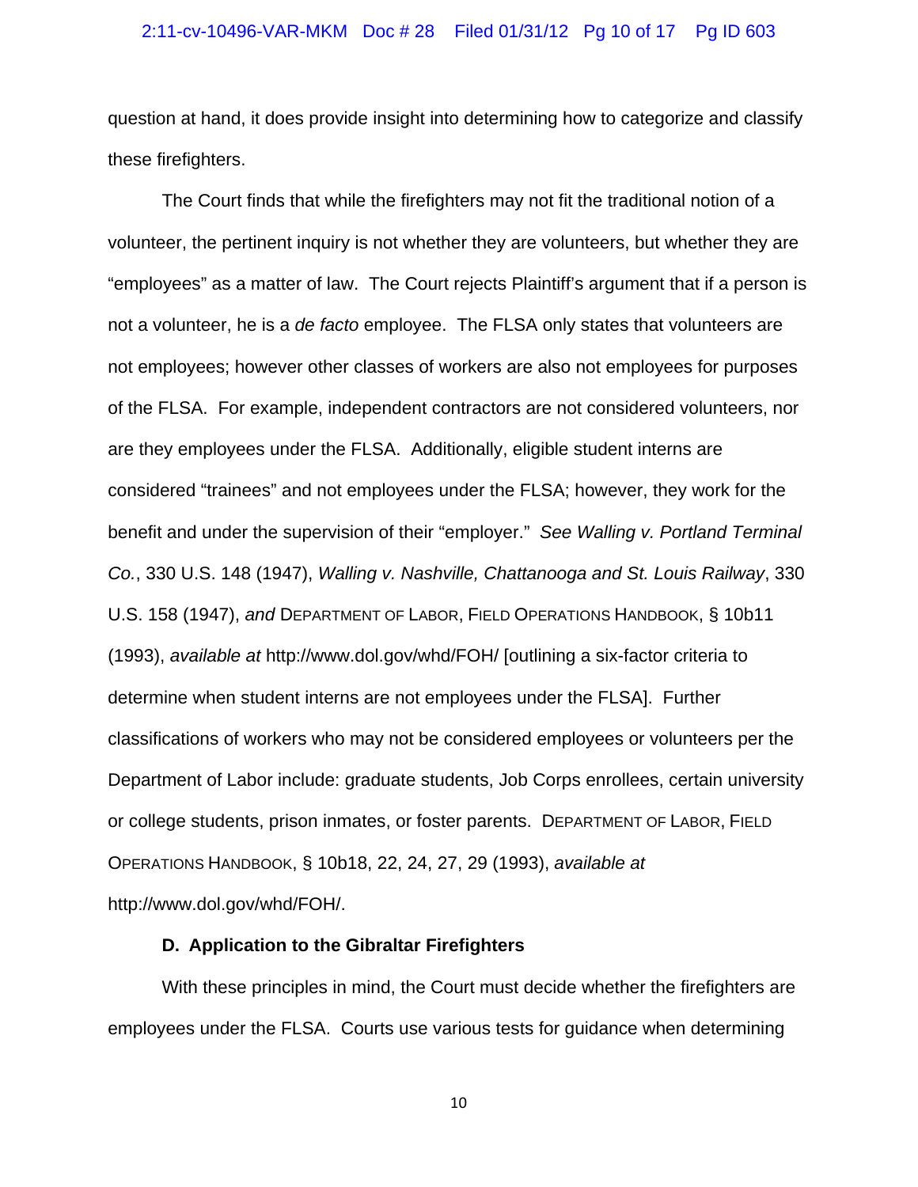question at hand, it does provide insight into determining how to categorize and classify these firefighters.

The Court finds that while the firefighters may not fit the traditional notion of a volunteer, the pertinent inquiry is not whether they are volunteers, but whether they are "employees" as a matter of law. The Court rejects Plaintiff's argument that if a person is not a volunteer, he is a *de facto* employee. The FLSA only states that volunteers are not employees; however other classes of workers are also not employees for purposes of the FLSA. For example, independent contractors are not considered volunteers, nor are they employees under the FLSA. Additionally, eligible student interns are considered "trainees" and not employees under the FLSA; however, they work for the benefit and under the supervision of their "employer." *See Walling v. Portland Terminal Co.*, 330 U.S. 148 (1947), *Walling v. Nashville, Chattanooga and St. Louis Railway*, 330 U.S. 158 (1947), *and* DEPARTMENT OF LABOR, FIELD OPERATIONS HANDBOOK, § 10b11 (1993), *available at* http://www.dol.gov/whd/FOH/ [outlining a six-factor criteria to determine when student interns are not employees under the FLSA]. Further classifications of workers who may not be considered employees or volunteers per the Department of Labor include: graduate students, Job Corps enrollees, certain university or college students, prison inmates, or foster parents. DEPARTMENT OF LABOR, FIELD OPERATIONS HANDBOOK, § 10b18, 22, 24, 27, 29 (1993), *available at* http://www.dol.gov/whd/FOH/.

**D. Application to the Gibraltar Firefighters**

With these principles in mind, the Court must decide whether the firefighters are employees under the FLSA. Courts use various tests for guidance when determining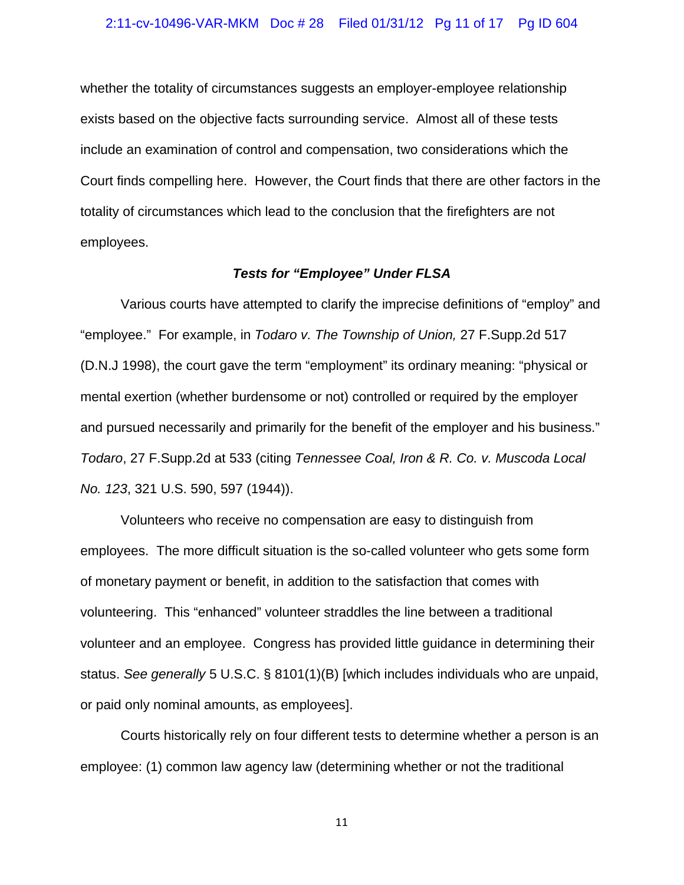whether the totality of circumstances suggests an employer-employee relationship exists based on the objective facts surrounding service. Almost all of these tests include an examination of control and compensation, two considerations which the Court finds compelling here. However, the Court finds that there are other factors in the totality of circumstances which lead to the conclusion that the firefighters are not employees.

### ***Tests for "Employee" Under FLSA***

Various courts have attempted to clarify the imprecise definitions of "employ" and "employee." For example, in *Todaro v. The Township of Union,* 27 F.Supp.2d 517 (D.N.J 1998), the court gave the term "employment" its ordinary meaning: "physical or mental exertion (whether burdensome or not) controlled or required by the employer and pursued necessarily and primarily for the benefit of the employer and his business." *Todaro*, 27 F.Supp.2d at 533 (citing *Tennessee Coal, Iron & R. Co. v. Muscoda Local No. 123*, 321 U.S. 590, 597 (1944)).

Volunteers who receive no compensation are easy to distinguish from employees. The more difficult situation is the so-called volunteer who gets some form of monetary payment or benefit, in addition to the satisfaction that comes with volunteering. This "enhanced" volunteer straddles the line between a traditional volunteer and an employee. Congress has provided little guidance in determining their status. *See generally* 5 U.S.C. § 8101(1)(B) [which includes individuals who are unpaid, or paid only nominal amounts, as employees].

Courts historically rely on four different tests to determine whether a person is an employee: (1) common law agency law (determining whether or not the traditional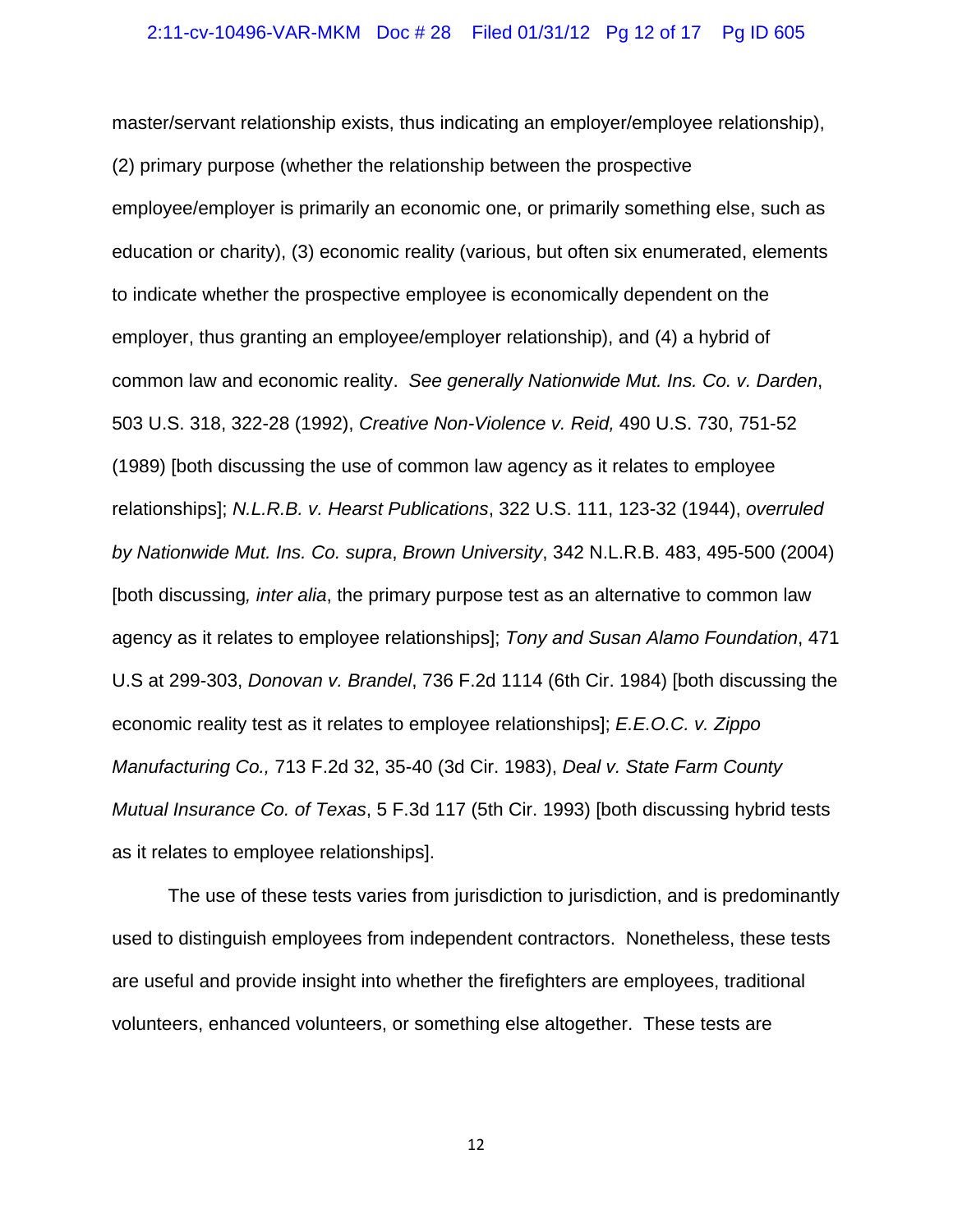master/servant relationship exists, thus indicating an employer/employee relationship), (2) primary purpose (whether the relationship between the prospective employee/employer is primarily an economic one, or primarily something else, such as education or charity), (3) economic reality (various, but often six enumerated, elements to indicate whether the prospective employee is economically dependent on the employer, thus granting an employee/employer relationship), and (4) a hybrid of common law and economic reality. *See generally Nationwide Mut. Ins. Co. v. Darden*, 503 U.S. 318, 322-28 (1992), *Creative Non-Violence v. Reid,* 490 U.S. 730, 751-52 (1989) [both discussing the use of common law agency as it relates to employee relationships]; *N.L.R.B. v. Hearst Publications*, 322 U.S. 111, 123-32 (1944), *overruled by Nationwide Mut. Ins. Co. supra*, *Brown University*, 342 N.L.R.B. 483, 495-500 (2004) [both discussing*, inter alia*, the primary purpose test as an alternative to common law agency as it relates to employee relationships]; *Tony and Susan Alamo Foundation*, 471 U.S at 299-303, *Donovan v. Brandel*, 736 F.2d 1114 (6th Cir. 1984) [both discussing the economic reality test as it relates to employee relationships]; *E.E.O.C. v. Zippo Manufacturing Co.,* 713 F.2d 32, 35-40 (3d Cir. 1983), *Deal v. State Farm County Mutual Insurance Co. of Texas*, 5 F.3d 117 (5th Cir. 1993) [both discussing hybrid tests as it relates to employee relationships].

The use of these tests varies from jurisdiction to jurisdiction, and is predominantly used to distinguish employees from independent contractors. Nonetheless, these tests are useful and provide insight into whether the firefighters are employees, traditional volunteers, enhanced volunteers, or something else altogether. These tests are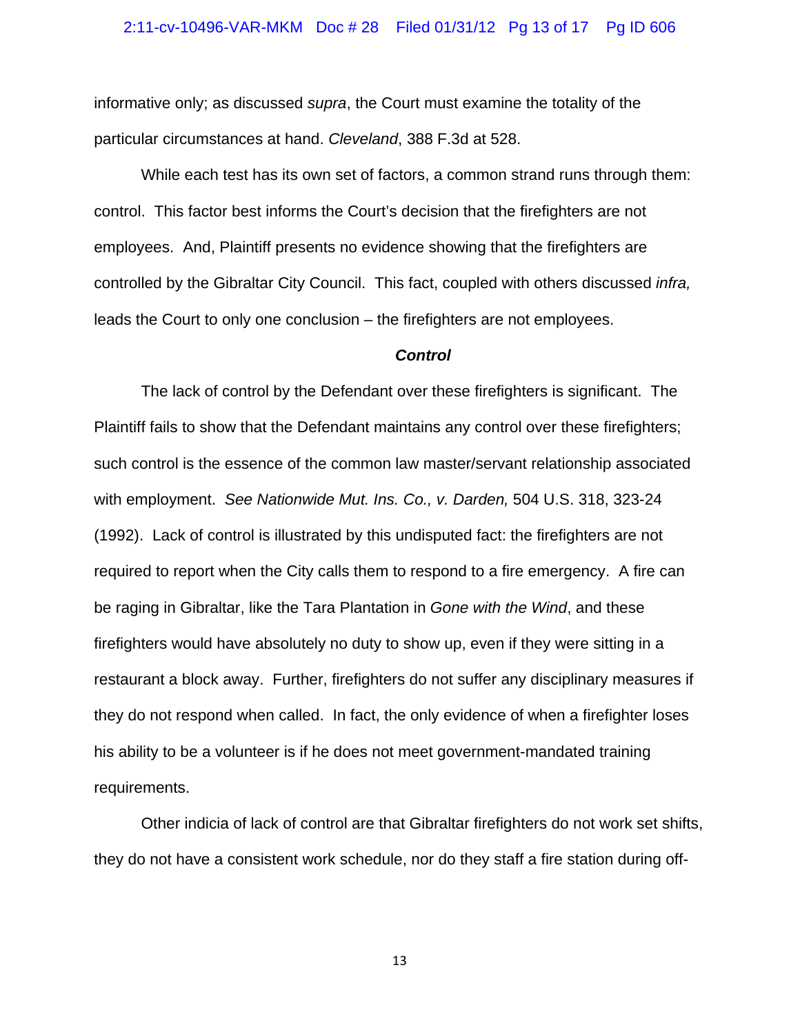informative only; as discussed *supra*, the Court must examine the totality of the particular circumstances at hand. *Cleveland*, 388 F.3d at 528.

While each test has its own set of factors, a common strand runs through them: control. This factor best informs the Court's decision that the firefighters are not employees. And, Plaintiff presents no evidence showing that the firefighters are controlled by the Gibraltar City Council. This fact, coupled with others discussed *infra,* leads the Court to only one conclusion – the firefighters are not employees.

***Control***

The lack of control by the Defendant over these firefighters is significant. The Plaintiff fails to show that the Defendant maintains any control over these firefighters; such control is the essence of the common law master/servant relationship associated with employment. *See Nationwide Mut. Ins. Co., v. Darden,* 504 U.S. 318, 323-24 (1992). Lack of control is illustrated by this undisputed fact: the firefighters are not required to report when the City calls them to respond to a fire emergency. A fire can be raging in Gibraltar, like the Tara Plantation in *Gone with the Wind*, and these firefighters would have absolutely no duty to show up, even if they were sitting in a restaurant a block away. Further, firefighters do not suffer any disciplinary measures if they do not respond when called. In fact, the only evidence of when a firefighter loses his ability to be a volunteer is if he does not meet government-mandated training requirements.

Other indicia of lack of control are that Gibraltar firefighters do not work set shifts, they do not have a consistent work schedule, nor do they staff a fire station during off-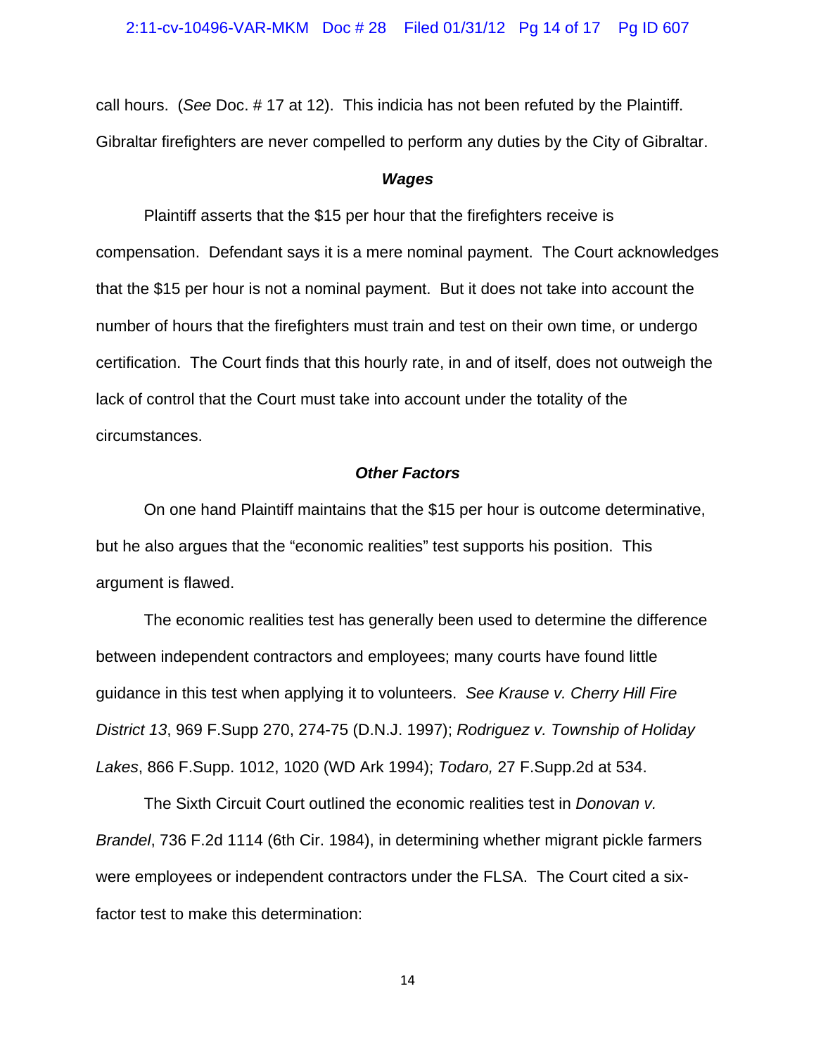call hours. (*See* Doc. # 17 at 12). This indicia has not been refuted by the Plaintiff. Gibraltar firefighters are never compelled to perform any duties by the City of Gibraltar.

### ***Wages***

Plaintiff asserts that the $15 per hour that the firefighters receive is compensation. Defendant says it is a mere nominal payment. The Court acknowledges that the $15 per hour is not a nominal payment. But it does not take into account the number of hours that the firefighters must train and test on their own time, or undergo certification. The Court finds that this hourly rate, in and of itself, does not outweigh the lack of control that the Court must take into account under the totality of the circumstances.

### ***Other Factors***

On one hand Plaintiff maintains that the $15 per hour is outcome determinative, but he also argues that the "economic realities" test supports his position. This argument is flawed.

The economic realities test has generally been used to determine the difference between independent contractors and employees; many courts have found little guidance in this test when applying it to volunteers. *See Krause v. Cherry Hill Fire District 13*, 969 F.Supp 270, 274-75 (D.N.J. 1997); *Rodriguez v. Township of Holiday Lakes*, 866 F.Supp. 1012, 1020 (WD Ark 1994); *Todaro,* 27 F.Supp.2d at 534.

The Sixth Circuit Court outlined the economic realities test in *Donovan v. Brandel*, 736 F.2d 1114 (6th Cir. 1984), in determining whether migrant pickle farmers were employees or independent contractors under the FLSA. The Court cited a six-factor test to make this determination: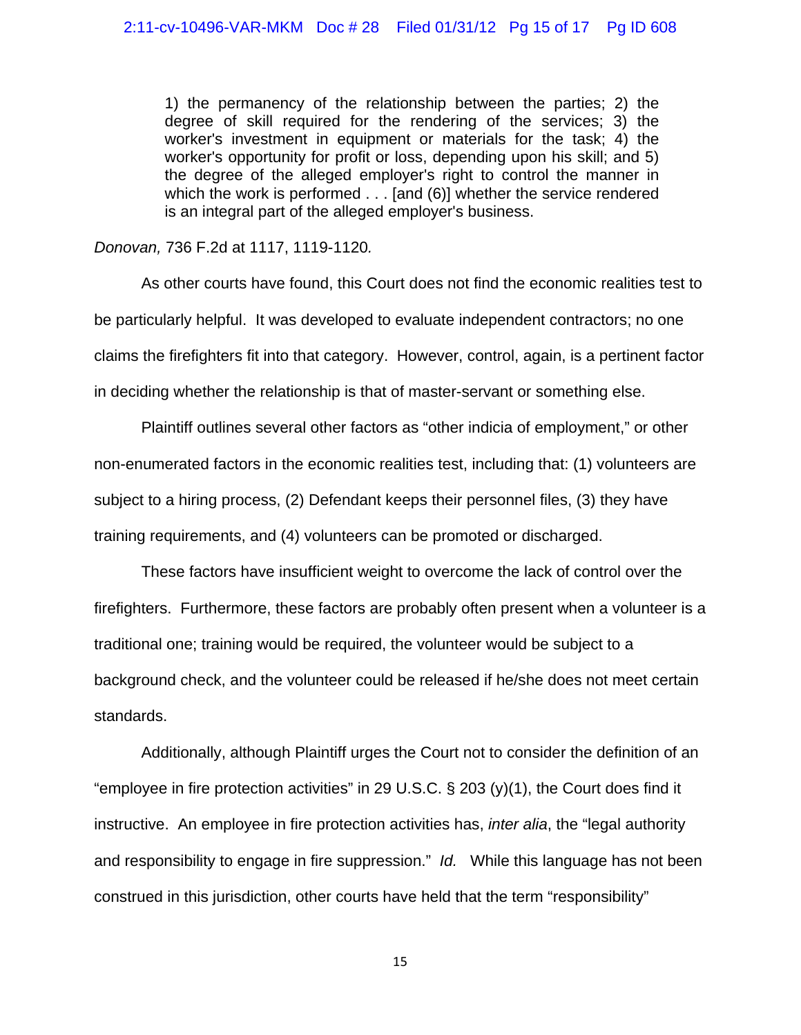> 1) the permanency of the relationship between the parties; 2) the degree of skill required for the rendering of the services; 3) the worker's investment in equipment or materials for the task; 4) the worker's opportunity for profit or loss, depending upon his skill; and 5) the degree of the alleged employer's right to control the manner in which the work is performed . . . [and (6)] whether the service rendered is an integral part of the alleged employer's business.

*Donovan,* 736 F.2d at 1117, 1119-1120*.*

As other courts have found, this Court does not find the economic realities test to be particularly helpful. It was developed to evaluate independent contractors; no one claims the firefighters fit into that category. However, control, again, is a pertinent factor in deciding whether the relationship is that of master-servant or something else.

Plaintiff outlines several other factors as "other indicia of employment," or other non-enumerated factors in the economic realities test, including that: (1) volunteers are subject to a hiring process, (2) Defendant keeps their personnel files, (3) they have training requirements, and (4) volunteers can be promoted or discharged.

These factors have insufficient weight to overcome the lack of control over the firefighters. Furthermore, these factors are probably often present when a volunteer is a traditional one; training would be required, the volunteer would be subject to a background check, and the volunteer could be released if he/she does not meet certain standards.

Additionally, although Plaintiff urges the Court not to consider the definition of an "employee in fire protection activities" in 29 U.S.C. § 203 (y)(1), the Court does find it instructive. An employee in fire protection activities has, *inter alia*, the "legal authority and responsibility to engage in fire suppression." *Id.* While this language has not been construed in this jurisdiction, other courts have held that the term "responsibility"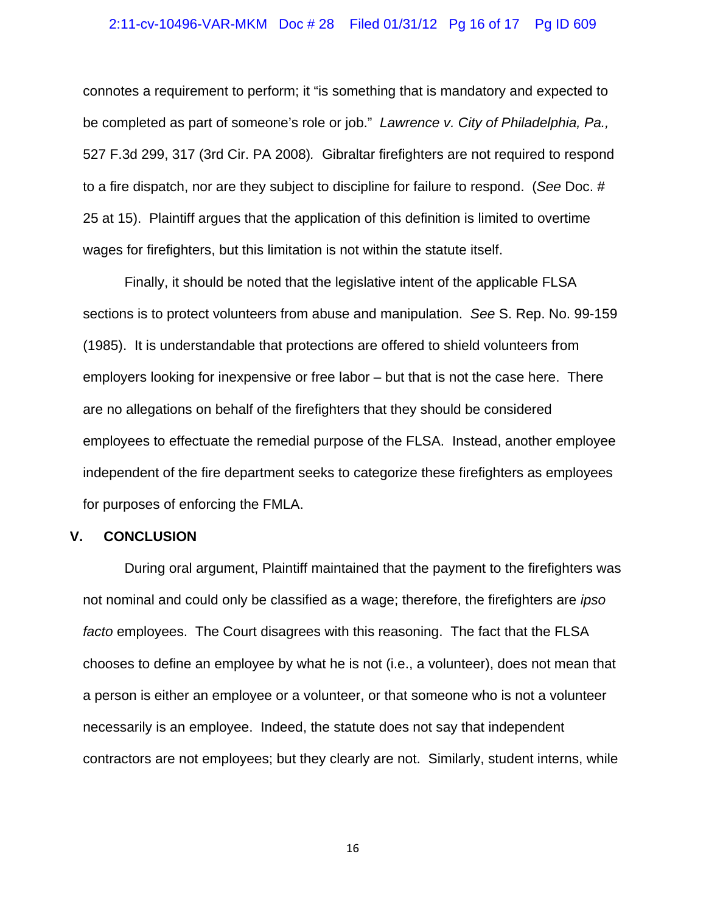connotes a requirement to perform; it "is something that is mandatory and expected to be completed as part of someone's role or job." *Lawrence v. City of Philadelphia, Pa.,* 527 F.3d 299, 317 (3rd Cir. PA 2008). Gibraltar firefighters are not required to respond to a fire dispatch, nor are they subject to discipline for failure to respond. (*See* Doc. # 25 at 15). Plaintiff argues that the application of this definition is limited to overtime wages for firefighters, but this limitation is not within the statute itself.

Finally, it should be noted that the legislative intent of the applicable FLSA sections is to protect volunteers from abuse and manipulation. *See* S. Rep. No. 99-159 (1985). It is understandable that protections are offered to shield volunteers from employers looking for inexpensive or free labor – but that is not the case here. There are no allegations on behalf of the firefighters that they should be considered employees to effectuate the remedial purpose of the FLSA. Instead, another employee independent of the fire department seeks to categorize these firefighters as employees for purposes of enforcing the FMLA.

## V. CONCLUSION

During oral argument, Plaintiff maintained that the payment to the firefighters was not nominal and could only be classified as a wage; therefore, the firefighters are *ipso facto* employees. The Court disagrees with this reasoning. The fact that the FLSA chooses to define an employee by what he is not (i.e., a volunteer), does not mean that a person is either an employee or a volunteer, or that someone who is not a volunteer necessarily is an employee. Indeed, the statute does not say that independent contractors are not employees; but they clearly are not. Similarly, student interns, while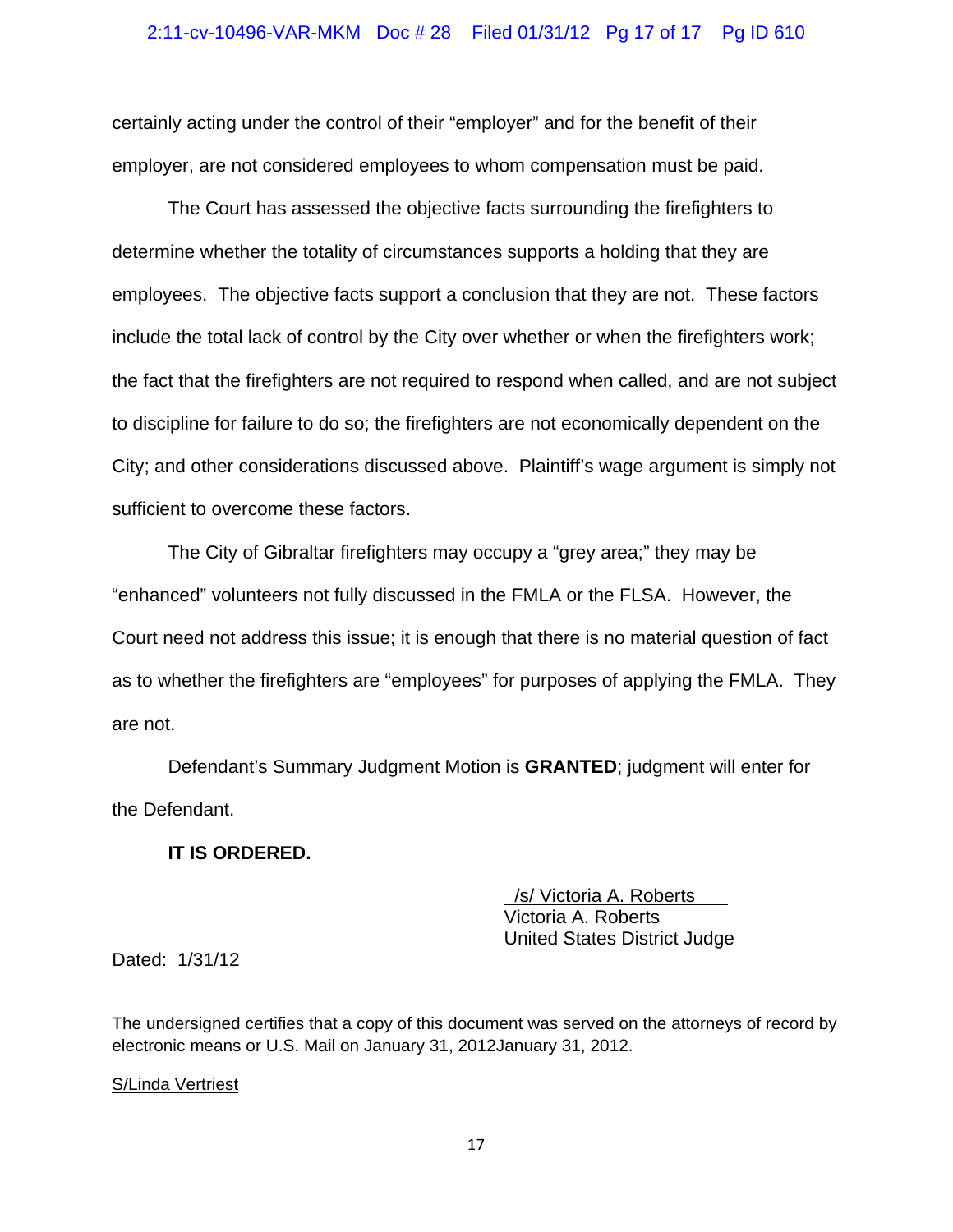certainly acting under the control of their "employer" and for the benefit of their employer, are not considered employees to whom compensation must be paid.

The Court has assessed the objective facts surrounding the firefighters to determine whether the totality of circumstances supports a holding that they are employees. The objective facts support a conclusion that they are not. These factors include the total lack of control by the City over whether or when the firefighters work; the fact that the firefighters are not required to respond when called, and are not subject to discipline for failure to do so; the firefighters are not economically dependent on the City; and other considerations discussed above. Plaintiff's wage argument is simply not sufficient to overcome these factors.

The City of Gibraltar firefighters may occupy a "grey area;" they may be "enhanced" volunteers not fully discussed in the FMLA or the FLSA. However, the Court need not address this issue; it is enough that there is no material question of fact as to whether the firefighters are "employees" for purposes of applying the FMLA. They are not.

Defendant's Summary Judgment Motion is **GRANTED**; judgment will enter for the Defendant.

**IT IS ORDERED.**

/s/ Victoria A. Roberts
Victoria A. Roberts
United States District Judge

Dated: 1/31/12

The undersigned certifies that a copy of this document was served on the attorneys of record by electronic means or U.S. Mail on January 31, 2012January 31, 2012.

S/Linda Vertriest